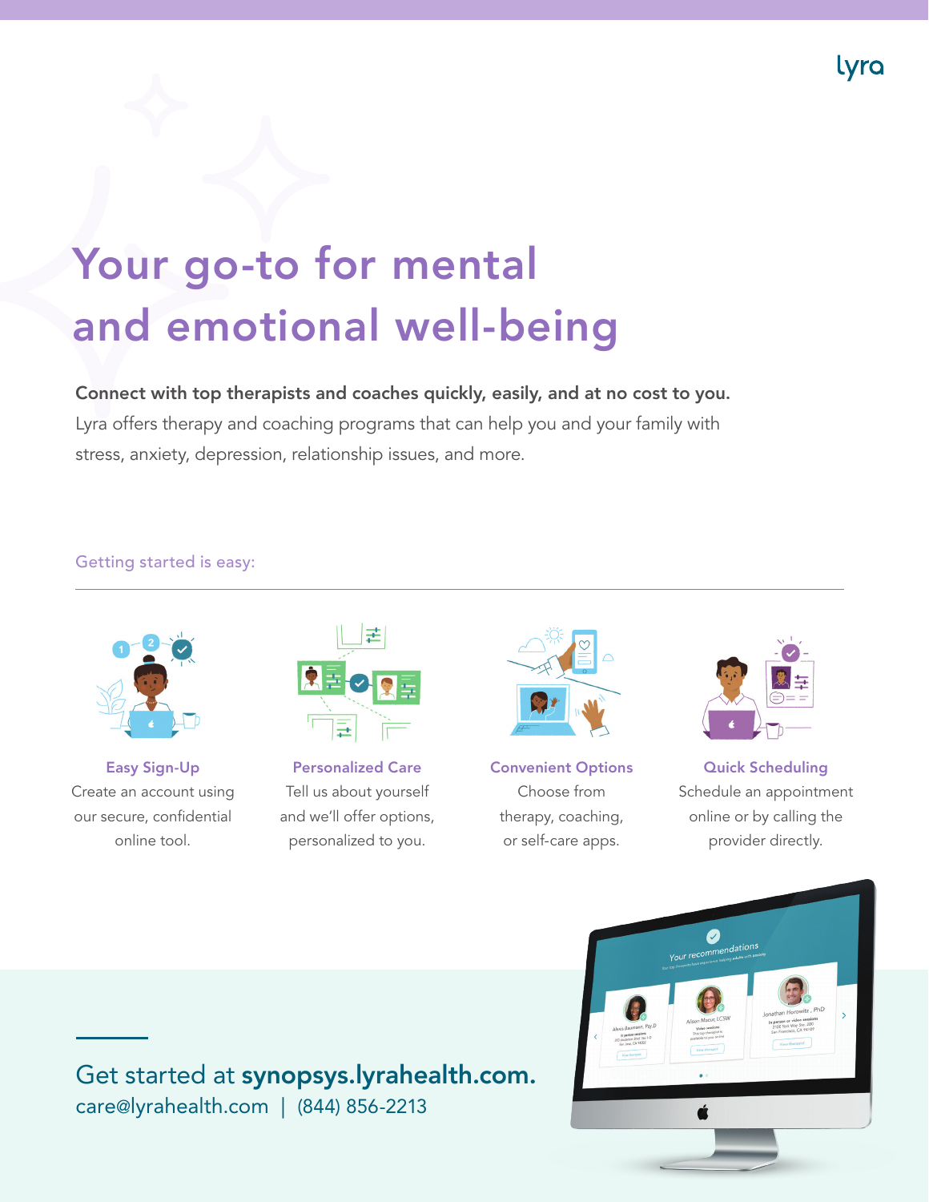lyra

# Your go-to for mental and emotional well-being

**Connect with top therapists and coaches quickly, easily, and at no cost to you.** Lyra offers therapy and coaching programs that can help you and your family with stress, anxiety, depression, relationship issues, and more.

Getting started is easy:

### Easy Sign-Up
Create an account using our secure, confidential online tool.

### Personalized Care
Tell us about yourself and we'll offer options, personalized to you.

### Convenient Options
Choose from therapy, coaching, or self-care apps.

### Quick Scheduling
Schedule an appointment online or by calling the provider directly.

Get started at **synopsys.lyrahealth.com.**
care@lyrahealth.com | (844) 856-2213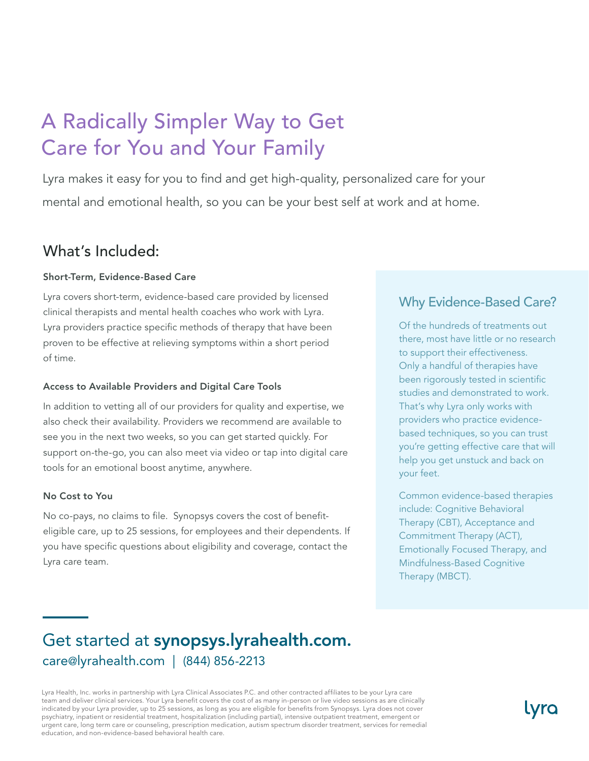# A Radically Simpler Way to Get Care for You and Your Family

Lyra makes it easy for you to find and get high-quality, personalized care for your mental and emotional health, so you can be your best self at work and at home.

## What's Included:

**Short-Term, Evidence-Based Care**

Lyra covers short-term, evidence-based care provided by licensed clinical therapists and mental health coaches who work with Lyra. Lyra providers practice specific methods of therapy that have been proven to be effective at relieving symptoms within a short period of time.

**Access to Available Providers and Digital Care Tools**

In addition to vetting all of our providers for quality and expertise, we also check their availability. Providers we recommend are available to see you in the next two weeks, so you can get started quickly. For support on-the-go, you can also meet via video or tap into digital care tools for an emotional boost anytime, anywhere.

**No Cost to You**

No co-pays, no claims to file. Synopsys covers the cost of benefit-eligible care, up to 25 sessions, for employees and their dependents. If you have specific questions about eligibility and coverage, contact the Lyra care team.

### Why Evidence-Based Care?

Of the hundreds of treatments out there, most have little or no research to support their effectiveness. Only a handful of therapies have been rigorously tested in scientific studies and demonstrated to work. That's why Lyra only works with providers who practice evidence-based techniques, so you can trust you're getting effective care that will help you get unstuck and back on your feet.

Common evidence-based therapies include: Cognitive Behavioral Therapy (CBT), Acceptance and Commitment Therapy (ACT), Emotionally Focused Therapy, and Mindfulness-Based Cognitive Therapy (MBCT).

## Get started at **synopsys.lyrahealth.com.**

care@lyrahealth.com | (844) 856-2213

Lyra Health, Inc. works in partnership with Lyra Clinical Associates P.C. and other contracted affiliates to be your Lyra care team and deliver clinical services. Your Lyra benefit covers the cost of as many in-person or live video sessions as are clinically indicated by your Lyra provider, up to 25 sessions, as long as you are eligible for benefits from Synopsys. Lyra does not cover psychiatry, inpatient or residential treatment, hospitalization (including partial), intensive outpatient treatment, emergent or urgent care, long term care or counseling, prescription medication, autism spectrum disorder treatment, services for remedial education, and non-evidence-based behavioral health care.

lyra